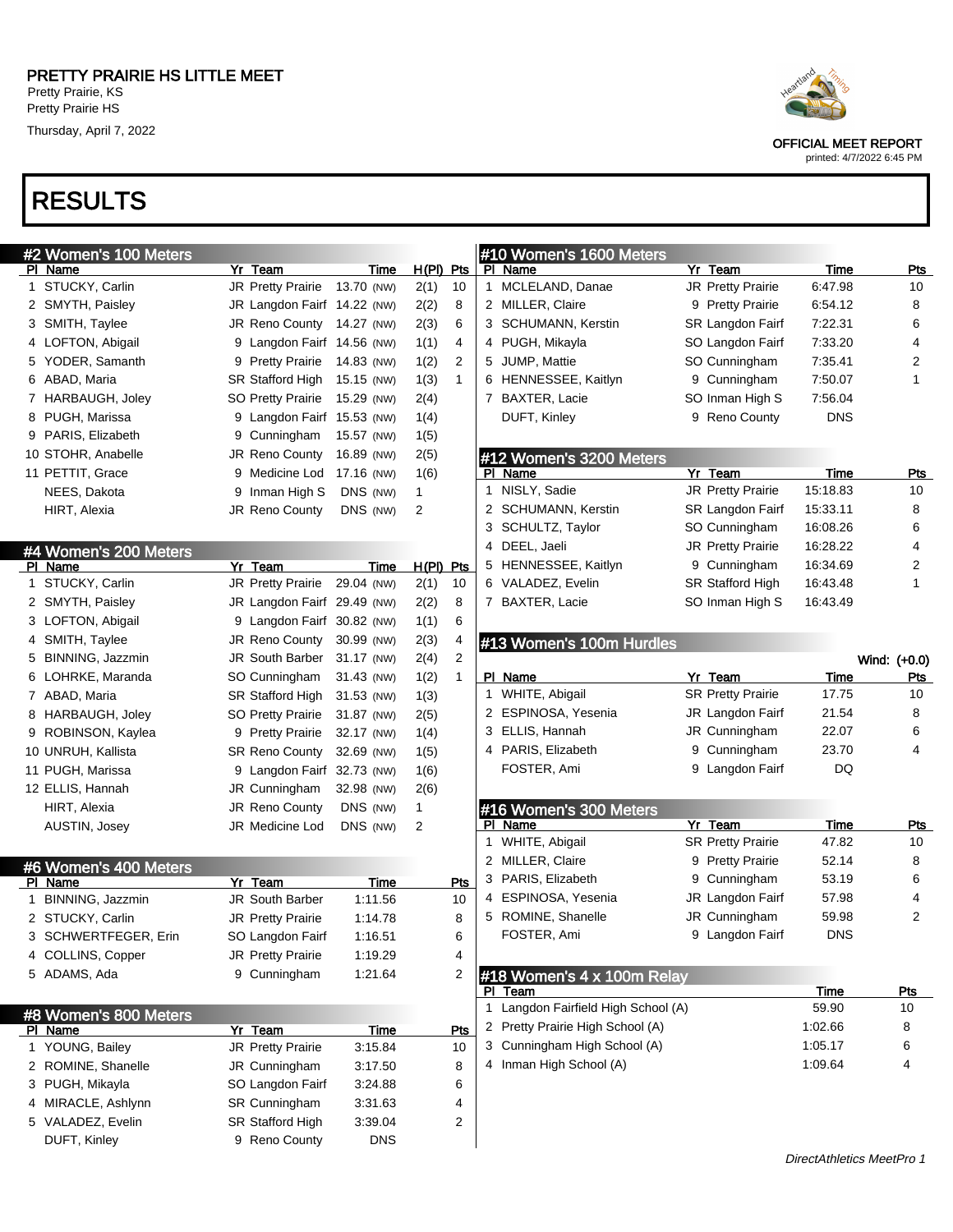# PRETTY PRAIRIE HS LITTLE MEET

Pretty Prairie, KS
Pretty Prairie HS
Thursday, April 7, 2022

OFFICIAL MEET REPORT
printed: 4/7/2022 6:45 PM

# RESULTS

## #2 Women's 100 Meters

| Pl | Name | Yr | Team | Time | H(Pl) | Pts |
|---|---|---|---|---|---|---|
| 1 | STUCKY, Carlin | JR | Pretty Prairie | 13.70 (NW) | 2(1) | 10 |
| 2 | SMYTH, Paisley | JR | Langdon Fairf | 14.22 (NW) | 2(2) | 8 |
| 3 | SMITH, Taylee | JR | Reno County | 14.27 (NW) | 2(3) | 6 |
| 4 | LOFTON, Abigail | 9 | Langdon Fairf | 14.56 (NW) | 1(1) | 4 |
| 5 | YODER, Samanth | 9 | Pretty Prairie | 14.83 (NW) | 1(2) | 2 |
| 6 | ABAD, Maria | SR | Stafford High | 15.15 (NW) | 1(3) | 1 |
| 7 | HARBAUGH, Joley | SO | Pretty Prairie | 15.29 (NW) | 2(4) | |
| 8 | PUGH, Marissa | 9 | Langdon Fairf | 15.53 (NW) | 1(4) | |
| 9 | PARIS, Elizabeth | 9 | Cunningham | 15.57 (NW) | 1(5) | |
| 10 | STOHR, Anabelle | JR | Reno County | 16.89 (NW) | 2(5) | |
| 11 | PETTIT, Grace | 9 | Medicine Lod | 17.16 (NW) | 1(6) | |
| | NEES, Dakota | 9 | Inman High S | DNS (NW) | 1 | |
| | HIRT, Alexia | JR | Reno County | DNS (NW) | 2 | |

## #4 Women's 200 Meters

| Pl | Name | Yr | Team | Time | H(Pl) | Pts |
|---|---|---|---|---|---|---|
| 1 | STUCKY, Carlin | JR | Pretty Prairie | 29.04 (NW) | 2(1) | 10 |
| 2 | SMYTH, Paisley | JR | Langdon Fairf | 29.49 (NW) | 2(2) | 8 |
| 3 | LOFTON, Abigail | 9 | Langdon Fairf | 30.82 (NW) | 1(1) | 6 |
| 4 | SMITH, Taylee | JR | Reno County | 30.99 (NW) | 2(3) | 4 |
| 5 | BINNING, Jazzmin | JR | South Barber | 31.17 (NW) | 2(4) | 2 |
| 6 | LOHRKE, Maranda | SO | Cunningham | 31.43 (NW) | 1(2) | 1 |
| 7 | ABAD, Maria | SR | Stafford High | 31.53 (NW) | 1(3) | |
| 8 | HARBAUGH, Joley | SO | Pretty Prairie | 31.87 (NW) | 2(5) | |
| 9 | ROBINSON, Kaylea | 9 | Pretty Prairie | 32.17 (NW) | 1(4) | |
| 10 | UNRUH, Kallista | SR | Reno County | 32.69 (NW) | 1(5) | |
| 11 | PUGH, Marissa | 9 | Langdon Fairf | 32.73 (NW) | 1(6) | |
| 12 | ELLIS, Hannah | JR | Cunningham | 32.98 (NW) | 2(6) | |
| | HIRT, Alexia | JR | Reno County | DNS (NW) | 1 | |
| | AUSTIN, Josey | JR | Medicine Lod | DNS (NW) | 2 | |

## #6 Women's 400 Meters

| Pl | Name | Yr | Team | Time | Pts |
|---|---|---|---|---|---|
| 1 | BINNING, Jazzmin | JR | South Barber | 1:11.56 | 10 |
| 2 | STUCKY, Carlin | JR | Pretty Prairie | 1:14.78 | 8 |
| 3 | SCHWERTFEGER, Erin | SO | Langdon Fairf | 1:16.51 | 6 |
| 4 | COLLINS, Copper | JR | Pretty Prairie | 1:19.29 | 4 |
| 5 | ADAMS, Ada | 9 | Cunningham | 1:21.64 | 2 |

## #8 Women's 800 Meters

| Pl | Name | Yr | Team | Time | Pts |
|---|---|---|---|---|---|
| 1 | YOUNG, Bailey | JR | Pretty Prairie | 3:15.84 | 10 |
| 2 | ROMINE, Shanelle | JR | Cunningham | 3:17.50 | 8 |
| 3 | PUGH, Mikayla | SO | Langdon Fairf | 3:24.88 | 6 |
| 4 | MIRACLE, Ashlynn | SR | Cunningham | 3:31.63 | 4 |
| 5 | VALADEZ, Evelin | SR | Stafford High | 3:39.04 | 2 |
| | DUFT, Kinley | 9 | Reno County | DNS | |

## #10 Women's 1600 Meters

| Pl | Name | Yr | Team | Time | Pts |
|---|---|---|---|---|---|
| 1 | MCLELAND, Danae | JR | Pretty Prairie | 6:47.98 | 10 |
| 2 | MILLER, Claire | 9 | Pretty Prairie | 6:54.12 | 8 |
| 3 | SCHUMANN, Kerstin | SR | Langdon Fairf | 7:22.31 | 6 |
| 4 | PUGH, Mikayla | SO | Langdon Fairf | 7:33.20 | 4 |
| 5 | JUMP, Mattie | SO | Cunningham | 7:35.41 | 2 |
| 6 | HENNESSEE, Kaitlyn | 9 | Cunningham | 7:50.07 | 1 |
| 7 | BAXTER, Lacie | SO | Inman High S | 7:56.04 | |
| | DUFT, Kinley | 9 | Reno County | DNS | |

## #12 Women's 3200 Meters

| Pl | Name | Yr | Team | Time | Pts |
|---|---|---|---|---|---|
| 1 | NISLY, Sadie | JR | Pretty Prairie | 15:18.83 | 10 |
| 2 | SCHUMANN, Kerstin | SR | Langdon Fairf | 15:33.11 | 8 |
| 3 | SCHULTZ, Taylor | SO | Cunningham | 16:08.26 | 6 |
| 4 | DEEL, Jaeli | JR | Pretty Prairie | 16:28.22 | 4 |
| 5 | HENNESSEE, Kaitlyn | 9 | Cunningham | 16:34.69 | 2 |
| 6 | VALADEZ, Evelin | SR | Stafford High | 16:43.48 | 1 |
| 7 | BAXTER, Lacie | SO | Inman High S | 16:43.49 | |

## #13 Women's 100m Hurdles

Wind: (+0.0)

| Pl | Name | Yr | Team | Time | Pts |
|---|---|---|---|---|---|
| 1 | WHITE, Abigail | SR | Pretty Prairie | 17.75 | 10 |
| 2 | ESPINOSA, Yesenia | JR | Langdon Fairf | 21.54 | 8 |
| 3 | ELLIS, Hannah | JR | Cunningham | 22.07 | 6 |
| 4 | PARIS, Elizabeth | 9 | Cunningham | 23.70 | 4 |
| | FOSTER, Ami | 9 | Langdon Fairf | DQ | |

## #16 Women's 300 Meters

| Pl | Name | Yr | Team | Time | Pts |
|---|---|---|---|---|---|
| 1 | WHITE, Abigail | SR | Pretty Prairie | 47.82 | 10 |
| 2 | MILLER, Claire | 9 | Pretty Prairie | 52.14 | 8 |
| 3 | PARIS, Elizabeth | 9 | Cunningham | 53.19 | 6 |
| 4 | ESPINOSA, Yesenia | JR | Langdon Fairf | 57.98 | 4 |
| 5 | ROMINE, Shanelle | JR | Cunningham | 59.98 | 2 |
| | FOSTER, Ami | 9 | Langdon Fairf | DNS | |

## #18 Women's 4 x 100m Relay

| Pl | Team | Time | Pts |
|---|---|---|---|
| 1 | Langdon Fairfield High School (A) | 59.90 | 10 |
| 2 | Pretty Prairie High School (A) | 1:02.66 | 8 |
| 3 | Cunningham High School (A) | 1:05.17 | 6 |
| 4 | Inman High School (A) | 1:09.64 | 4 |

*DirectAthletics MeetPro 1*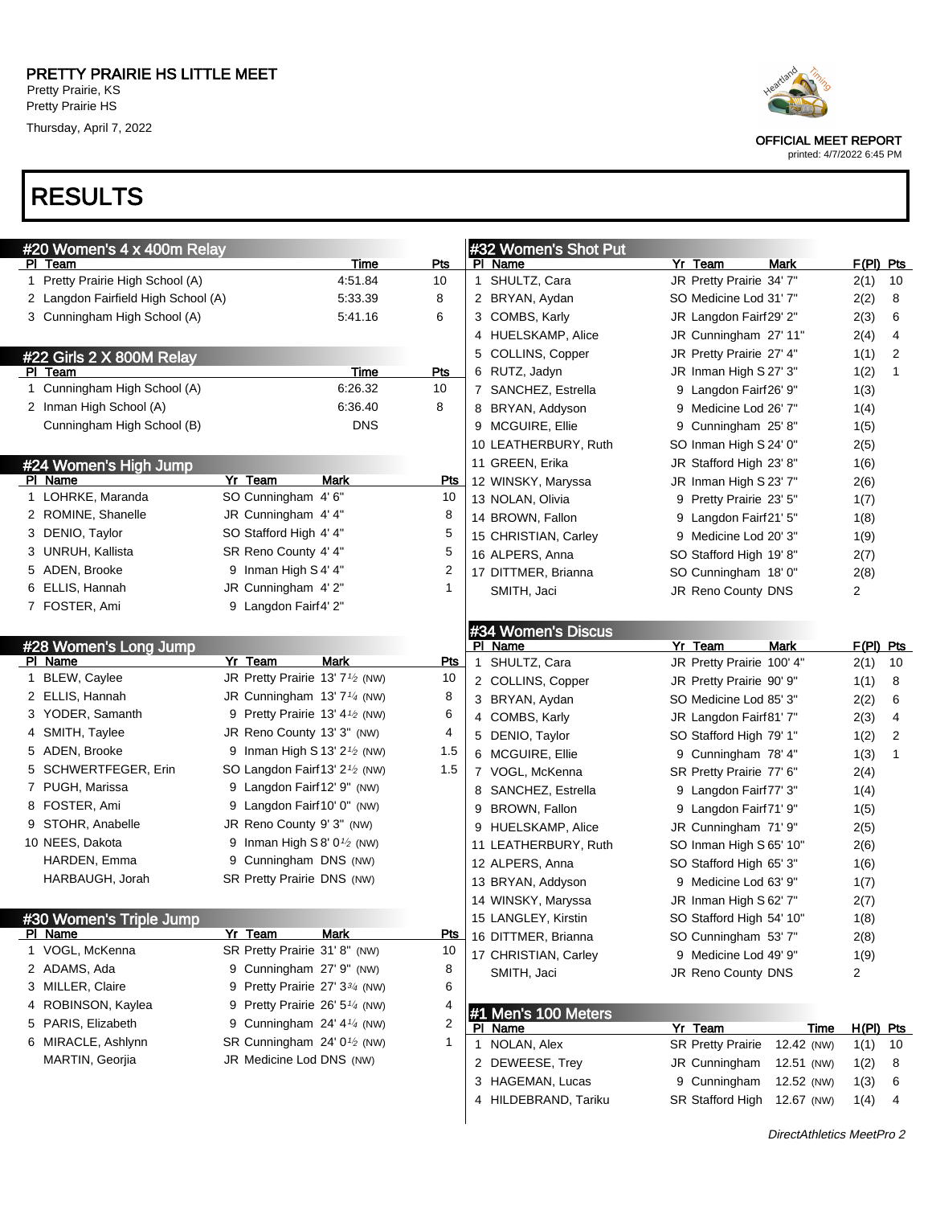# PRETTY PRAIRIE HS LITTLE MEET

Pretty Prairie, KS
Pretty Prairie HS
Thursday, April 7, 2022

OFFICIAL MEET REPORT
printed: 4/7/2022 6:45 PM

# RESULTS

## #20 Women's 4 x 400m Relay

| Pl | Team | Time | Pts |
|---|---|---|---|
| 1 | Pretty Prairie High School (A) | 4:51.84 | 10 |
| 2 | Langdon Fairfield High School (A) | 5:33.39 | 8 |
| 3 | Cunningham High School (A) | 5:41.16 | 6 |

## #22 Girls 2 X 800M Relay

| Pl | Team | Time | Pts |
|---|---|---|---|
| 1 | Cunningham High School (A) | 6:26.32 | 10 |
| 2 | Inman High School (A) | 6:36.40 | 8 |
| | Cunningham High School (B) | DNS | |

## #24 Women's High Jump

| Pl | Name | Yr | Team | Mark | Pts |
|---|---|---|---|---|---|
| 1 | LOHRKE, Maranda | SO | Cunningham | 4' 6" | 10 |
| 2 | ROMINE, Shanelle | JR | Cunningham | 4' 4" | 8 |
| 3 | DENIO, Taylor | SO | Stafford High | 4' 4" | 5 |
| 3 | UNRUH, Kallista | SR | Reno County | 4' 4" | 5 |
| 5 | ADEN, Brooke | 9 | Inman High S | 4' 4" | 2 |
| 6 | ELLIS, Hannah | JR | Cunningham | 4' 2" | 1 |
| 7 | FOSTER, Ami | 9 | Langdon Fairf | 4' 2" | |

## #28 Women's Long Jump

| Pl | Name | Yr | Team | Mark | Pts |
|---|---|---|---|---|---|
| 1 | BLEW, Caylee | JR | Pretty Prairie | 13' 7½ (NW) | 10 |
| 2 | ELLIS, Hannah | JR | Cunningham | 13' 7¼ (NW) | 8 |
| 3 | YODER, Samanth | 9 | Pretty Prairie | 13' 4½ (NW) | 6 |
| 4 | SMITH, Taylee | JR | Reno County | 13' 3" (NW) | 4 |
| 5 | ADEN, Brooke | 9 | Inman High S | 13' 2½ (NW) | 1.5 |
| 5 | SCHWERTFEGER, Erin | SO | Langdon Fairf | 13' 2½ (NW) | 1.5 |
| 7 | PUGH, Marissa | 9 | Langdon Fairf | 12' 9" (NW) | |
| 8 | FOSTER, Ami | 9 | Langdon Fairf | 10' 0" (NW) | |
| 9 | STOHR, Anabelle | JR | Reno County | 9' 3" (NW) | |
| 10 | NEES, Dakota | 9 | Inman High S | 8' 0½ (NW) | |
| | HARDEN, Emma | 9 | Cunningham | DNS (NW) | |
| | HARBAUGH, Jorah | SR | Pretty Prairie | DNS (NW) | |

## #30 Women's Triple Jump

| Pl | Name | Yr | Team | Mark | Pts |
|---|---|---|---|---|---|
| 1 | VOGL, McKenna | SR | Pretty Prairie | 31' 8" (NW) | 10 |
| 2 | ADAMS, Ada | 9 | Cunningham | 27' 9" (NW) | 8 |
| 3 | MILLER, Claire | 9 | Pretty Prairie | 27' 3¾ (NW) | 6 |
| 4 | ROBINSON, Kaylea | 9 | Pretty Prairie | 26' 5¼ (NW) | 4 |
| 5 | PARIS, Elizabeth | 9 | Cunningham | 24' 4¼ (NW) | 2 |
| 6 | MIRACLE, Ashlynn | SR | Cunningham | 24' 0½ (NW) | 1 |
| | MARTIN, Georjia | JR | Medicine Lod | DNS (NW) | |

## #32 Women's Shot Put

| Pl | Name | Yr | Team | Mark | F(Pl) | Pts |
|---|---|---|---|---|---|---|
| 1 | SHULTZ, Cara | JR | Pretty Prairie | 34' 7" | 2(1) | 10 |
| 2 | BRYAN, Aydan | SO | Medicine Lod | 31' 7" | 2(2) | 8 |
| 3 | COMBS, Karly | JR | Langdon Fairf | 29' 2" | 2(3) | 6 |
| 4 | HUELSKAMP, Alice | JR | Cunningham | 27' 11" | 2(4) | 4 |
| 5 | COLLINS, Copper | JR | Pretty Prairie | 27' 4" | 1(1) | 2 |
| 6 | RUTZ, Jadyn | JR | Inman High S | 27' 3" | 1(2) | 1 |
| 7 | SANCHEZ, Estrella | 9 | Langdon Fairf | 26' 9" | 1(3) | |
| 8 | BRYAN, Addyson | 9 | Medicine Lod | 26' 7" | 1(4) | |
| 9 | MCGUIRE, Ellie | 9 | Cunningham | 25' 8" | 1(5) | |
| 10 | LEATHERBURY, Ruth | SO | Inman High S | 24' 0" | 2(5) | |
| 11 | GREEN, Erika | JR | Stafford High | 23' 8" | 1(6) | |
| 12 | WINSKY, Maryssa | JR | Inman High S | 23' 7" | 2(6) | |
| 13 | NOLAN, Olivia | 9 | Pretty Prairie | 23' 5" | 1(7) | |
| 14 | BROWN, Fallon | 9 | Langdon Fairf | 21' 5" | 1(8) | |
| 15 | CHRISTIAN, Carley | 9 | Medicine Lod | 20' 3" | 1(9) | |
| 16 | ALPERS, Anna | SO | Stafford High | 19' 8" | 2(7) | |
| 17 | DITTMER, Brianna | SO | Cunningham | 18' 0" | 2(8) | |
| | SMITH, Jaci | JR | Reno County | DNS | 2 | |

## #34 Women's Discus

| Pl | Name | Yr | Team | Mark | F(Pl) | Pts |
|---|---|---|---|---|---|---|
| 1 | SHULTZ, Cara | JR | Pretty Prairie | 100' 4" | 2(1) | 10 |
| 2 | COLLINS, Copper | JR | Pretty Prairie | 90' 9" | 1(1) | 8 |
| 3 | BRYAN, Aydan | SO | Medicine Lod | 85' 3" | 2(2) | 6 |
| 4 | COMBS, Karly | JR | Langdon Fairf | 81' 7" | 2(3) | 4 |
| 5 | DENIO, Taylor | SO | Stafford High | 79' 1" | 1(2) | 2 |
| 6 | MCGUIRE, Ellie | 9 | Cunningham | 78' 4" | 1(3) | 1 |
| 7 | VOGL, McKenna | SR | Pretty Prairie | 77' 6" | 2(4) | |
| 8 | SANCHEZ, Estrella | 9 | Langdon Fairf | 77' 3" | 1(4) | |
| 9 | BROWN, Fallon | 9 | Langdon Fairf | 71' 9" | 1(5) | |
| 9 | HUELSKAMP, Alice | JR | Cunningham | 71' 9" | 2(5) | |
| 11 | LEATHERBURY, Ruth | SO | Inman High S | 65' 10" | 2(6) | |
| 12 | ALPERS, Anna | SO | Stafford High | 65' 3" | 1(6) | |
| 13 | BRYAN, Addyson | 9 | Medicine Lod | 63' 9" | 1(7) | |
| 14 | WINSKY, Maryssa | JR | Inman High S | 62' 7" | 2(7) | |
| 15 | LANGLEY, Kirstin | SO | Stafford High | 54' 10" | 1(8) | |
| 16 | DITTMER, Brianna | SO | Cunningham | 53' 7" | 2(8) | |
| 17 | CHRISTIAN, Carley | 9 | Medicine Lod | 49' 9" | 1(9) | |
| | SMITH, Jaci | JR | Reno County | DNS | 2 | |

## #1 Men's 100 Meters

| Pl | Name | Yr | Team | Time | H(Pl) | Pts |
|---|---|---|---|---|---|---|
| 1 | NOLAN, Alex | SR | Pretty Prairie | 12.42 (NW) | 1(1) | 10 |
| 2 | DEWEESE, Trey | JR | Cunningham | 12.51 (NW) | 1(2) | 8 |
| 3 | HAGEMAN, Lucas | 9 | Cunningham | 12.52 (NW) | 1(3) | 6 |
| 4 | HILDEBRAND, Tariku | SR | Stafford High | 12.67 (NW) | 1(4) | 4 |

DirectAthletics MeetPro 2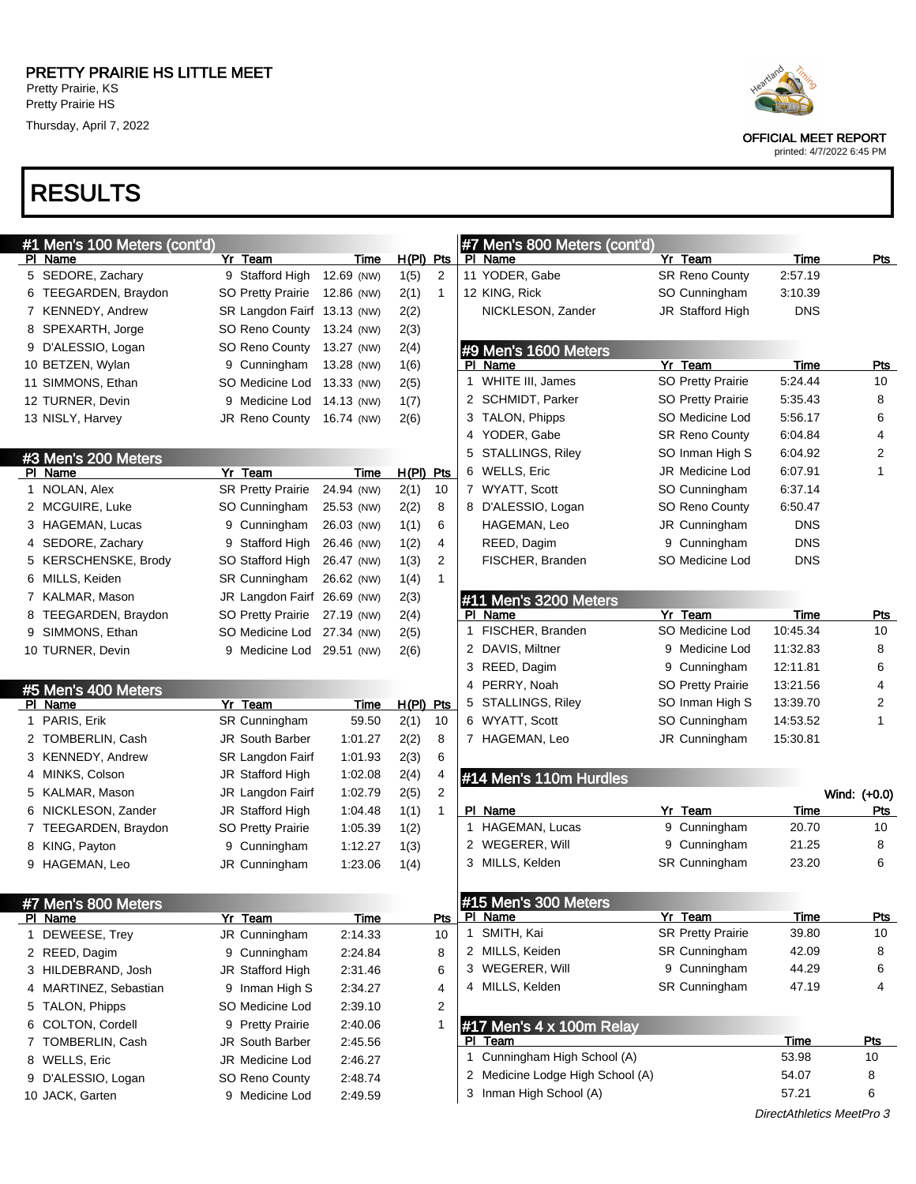# PRETTY PRAIRIE HS LITTLE MEET

Pretty Prairie, KS
Pretty Prairie HS
Thursday, April 7, 2022

OFFICIAL MEET REPORT
printed: 4/7/2022 6:45 PM

## RESULTS

### #1 Men's 100 Meters (cont'd)

| Pl | Name | Yr | Team | Time | H(Pl) | Pts |
|---|---|---|---|---|---|---|
| 5 | SEDORE, Zachary | 9 | Stafford High | 12.69 (NW) | 1(5) | 2 |
| 6 | TEEGARDEN, Braydon | SO | Pretty Prairie | 12.86 (NW) | 2(1) | 1 |
| 7 | KENNEDY, Andrew | SR | Langdon Fairf | 13.13 (NW) | 2(2) | |
| 8 | SPEXARTH, Jorge | SO | Reno County | 13.24 (NW) | 2(3) | |
| 9 | D'ALESSIO, Logan | SO | Reno County | 13.27 (NW) | 2(4) | |
| 10 | BETZEN, Wylan | 9 | Cunningham | 13.28 (NW) | 1(6) | |
| 11 | SIMMONS, Ethan | SO | Medicine Lod | 13.33 (NW) | 2(5) | |
| 12 | TURNER, Devin | 9 | Medicine Lod | 14.13 (NW) | 1(7) | |
| 13 | NISLY, Harvey | JR | Reno County | 16.74 (NW) | 2(6) | |

### #3 Men's 200 Meters

| Pl | Name | Yr | Team | Time | H(Pl) | Pts |
|---|---|---|---|---|---|---|
| 1 | NOLAN, Alex | SR | Pretty Prairie | 24.94 (NW) | 2(1) | 10 |
| 2 | MCGUIRE, Luke | SO | Cunningham | 25.53 (NW) | 2(2) | 8 |
| 3 | HAGEMAN, Lucas | 9 | Cunningham | 26.03 (NW) | 1(1) | 6 |
| 4 | SEDORE, Zachary | 9 | Stafford High | 26.46 (NW) | 1(2) | 4 |
| 5 | KERSCHENSKE, Brody | SO | Stafford High | 26.47 (NW) | 1(3) | 2 |
| 6 | MILLS, Keiden | SR | Cunningham | 26.62 (NW) | 1(4) | 1 |
| 7 | KALMAR, Mason | JR | Langdon Fairf | 26.69 (NW) | 2(3) | |
| 8 | TEEGARDEN, Braydon | SO | Pretty Prairie | 27.19 (NW) | 2(4) | |
| 9 | SIMMONS, Ethan | SO | Medicine Lod | 27.34 (NW) | 2(5) | |
| 10 | TURNER, Devin | 9 | Medicine Lod | 29.51 (NW) | 2(6) | |

### #5 Men's 400 Meters

| Pl | Name | Yr | Team | Time | H(Pl) | Pts |
|---|---|---|---|---|---|---|
| 1 | PARIS, Erik | SR | Cunningham | 59.50 | 2(1) | 10 |
| 2 | TOMBERLIN, Cash | JR | South Barber | 1:01.27 | 2(2) | 8 |
| 3 | KENNEDY, Andrew | SR | Langdon Fairf | 1:01.93 | 2(3) | 6 |
| 4 | MINKS, Colson | JR | Stafford High | 1:02.08 | 2(4) | 4 |
| 5 | KALMAR, Mason | JR | Langdon Fairf | 1:02.79 | 2(5) | 2 |
| 6 | NICKLESON, Zander | JR | Stafford High | 1:04.48 | 1(1) | 1 |
| 7 | TEEGARDEN, Braydon | SO | Pretty Prairie | 1:05.39 | 1(2) | |
| 8 | KING, Payton | 9 | Cunningham | 1:12.27 | 1(3) | |
| 9 | HAGEMAN, Leo | JR | Cunningham | 1:23.06 | 1(4) | |

### #7 Men's 800 Meters

| Pl | Name | Yr | Team | Time | Pts |
|---|---|---|---|---|---|
| 1 | DEWEESE, Trey | JR | Cunningham | 2:14.33 | 10 |
| 2 | REED, Dagim | 9 | Cunningham | 2:24.84 | 8 |
| 3 | HILDEBRAND, Josh | JR | Stafford High | 2:31.46 | 6 |
| 4 | MARTINEZ, Sebastian | 9 | Inman High S | 2:34.27 | 4 |
| 5 | TALON, Phipps | SO | Medicine Lod | 2:39.10 | 2 |
| 6 | COLTON, Cordell | 9 | Pretty Prairie | 2:40.06 | 1 |
| 7 | TOMBERLIN, Cash | JR | South Barber | 2:45.56 | |
| 8 | WELLS, Eric | JR | Medicine Lod | 2:46.27 | |
| 9 | D'ALESSIO, Logan | SO | Reno County | 2:48.74 | |
| 10 | JACK, Garten | 9 | Medicine Lod | 2:49.59 | |
| 11 | YODER, Gabe | SR | Reno County | 2:57.19 | |
| 12 | KING, Rick | SO | Cunningham | 3:10.39 | |
| | NICKLESON, Zander | JR | Stafford High | DNS | |

### #9 Men's 1600 Meters

| Pl | Name | Yr | Team | Time | Pts |
|---|---|---|---|---|---|
| 1 | WHITE III, James | SO | Pretty Prairie | 5:24.44 | 10 |
| 2 | SCHMIDT, Parker | SO | Pretty Prairie | 5:35.43 | 8 |
| 3 | TALON, Phipps | SO | Medicine Lod | 5:56.17 | 6 |
| 4 | YODER, Gabe | SR | Reno County | 6:04.84 | 4 |
| 5 | STALLINGS, Riley | SO | Inman High S | 6:04.92 | 2 |
| 6 | WELLS, Eric | JR | Medicine Lod | 6:07.91 | 1 |
| 7 | WYATT, Scott | SO | Cunningham | 6:37.14 | |
| 8 | D'ALESSIO, Logan | SO | Reno County | 6:50.47 | |
| | HAGEMAN, Leo | JR | Cunningham | DNS | |
| | REED, Dagim | 9 | Cunningham | DNS | |
| | FISCHER, Branden | SO | Medicine Lod | DNS | |

### #11 Men's 3200 Meters

| Pl | Name | Yr | Team | Time | Pts |
|---|---|---|---|---|---|
| 1 | FISCHER, Branden | SO | Medicine Lod | 10:45.34 | 10 |
| 2 | DAVIS, Miltner | 9 | Medicine Lod | 11:32.83 | 8 |
| 3 | REED, Dagim | 9 | Cunningham | 12:11.81 | 6 |
| 4 | PERRY, Noah | SO | Pretty Prairie | 13:21.56 | 4 |
| 5 | STALLINGS, Riley | SO | Inman High S | 13:39.70 | 2 |
| 6 | WYATT, Scott | SO | Cunningham | 14:53.52 | 1 |
| 7 | HAGEMAN, Leo | JR | Cunningham | 15:30.81 | |

### #14 Men's 110m Hurdles

Wind: (+0.0)

| Pl | Name | Yr | Team | Time | Pts |
|---|---|---|---|---|---|
| 1 | HAGEMAN, Lucas | 9 | Cunningham | 20.70 | 10 |
| 2 | WEGERER, Will | 9 | Cunningham | 21.25 | 8 |
| 3 | MILLS, Kelden | SR | Cunningham | 23.20 | 6 |

### #15 Men's 300 Meters

| Pl | Name | Yr | Team | Time | Pts |
|---|---|---|---|---|---|
| 1 | SMITH, Kai | SR | Pretty Prairie | 39.80 | 10 |
| 2 | MILLS, Keiden | SR | Cunningham | 42.09 | 8 |
| 3 | WEGERER, Will | 9 | Cunningham | 44.29 | 6 |
| 4 | MILLS, Kelden | SR | Cunningham | 47.19 | 4 |

### #17 Men's 4 x 100m Relay

| Pl | Team | Time | Pts |
|---|---|---|---|
| 1 | Cunningham High School (A) | 53.98 | 10 |
| 2 | Medicine Lodge High School (A) | 54.07 | 8 |
| 3 | Inman High School (A) | 57.21 | 6 |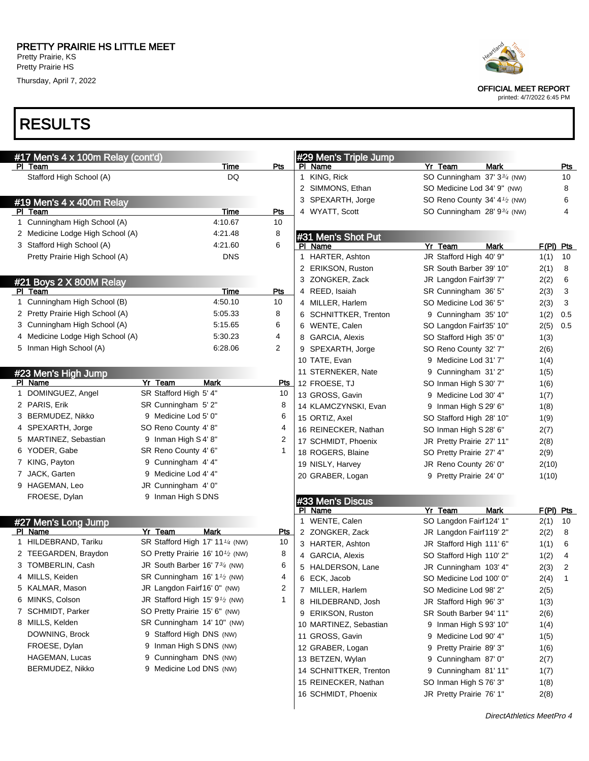# PRETTY PRAIRIE HS LITTLE MEET

Pretty Prairie, KS
Pretty Prairie HS
Thursday, April 7, 2022

OFFICIAL MEET REPORT
printed: 4/7/2022 6:45 PM

# RESULTS

## #17 Men's 4 x 100m Relay (cont'd)

| Pl | Team | Time | Pts |
|---|---|---|---|
| | Stafford High School (A) | DQ | |

## #19 Men's 4 x 400m Relay

| Pl | Team | Time | Pts |
|---|---|---|---|
| 1 | Cunningham High School (A) | 4:10.67 | 10 |
| 2 | Medicine Lodge High School (A) | 4:21.48 | 8 |
| 3 | Stafford High School (A) | 4:21.60 | 6 |
| | Pretty Prairie High School (A) | DNS | |

## #21 Boys 2 X 800M Relay

| Pl | Team | Time | Pts |
|---|---|---|---|
| 1 | Cunningham High School (B) | 4:50.10 | 10 |
| 2 | Pretty Prairie High School (A) | 5:05.33 | 8 |
| 3 | Cunningham High School (A) | 5:15.65 | 6 |
| 4 | Medicine Lodge High School (A) | 5:30.23 | 4 |
| 5 | Inman High School (A) | 6:28.06 | 2 |

## #23 Men's High Jump

| Pl | Name | Yr | Team | Mark | Pts |
|---|---|---|---|---|---|
| 1 | DOMINGUEZ, Angel | SR | Stafford High | 5' 4" | 10 |
| 2 | PARIS, Erik | SR | Cunningham | 5' 2" | 8 |
| 3 | BERMUDEZ, Nikko | 9 | Medicine Lod | 5' 0" | 6 |
| 4 | SPEXARTH, Jorge | SO | Reno County | 4' 8" | 4 |
| 5 | MARTINEZ, Sebastian | 9 | Inman High S | 4' 8" | 2 |
| 6 | YODER, Gabe | SR | Reno County | 4' 6" | 1 |
| 7 | KING, Payton | 9 | Cunningham | 4' 4" | |
| 7 | JACK, Garten | 9 | Medicine Lod | 4' 4" | |
| 9 | HAGEMAN, Leo | JR | Cunningham | 4' 0" | |
| | FROESE, Dylan | 9 | Inman High S | DNS | |

## #27 Men's Long Jump

| Pl | Name | Yr | Team | Mark | Pts |
|---|---|---|---|---|---|
| 1 | HILDEBRAND, Tariku | SR | Stafford High | 17' 11¼ (NW) | 10 |
| 2 | TEEGARDEN, Braydon | SO | Pretty Prairie | 16' 10½ (NW) | 8 |
| 3 | TOMBERLIN, Cash | JR | South Barber | 16' 7¾ (NW) | 6 |
| 4 | MILLS, Keiden | SR | Cunningham | 16' 1½ (NW) | 4 |
| 5 | KALMAR, Mason | JR | Langdon Fairf | 16' 0" (NW) | 2 |
| 6 | MINKS, Colson | JR | Stafford High | 15' 9½ (NW) | 1 |
| 7 | SCHMIDT, Parker | SO | Pretty Prairie | 15' 6" (NW) | |
| 8 | MILLS, Kelden | SR | Cunningham | 14' 10" (NW) | |
| | DOWNING, Brock | 9 | Stafford High | DNS (NW) | |
| | FROESE, Dylan | 9 | Inman High S | DNS (NW) | |
| | HAGEMAN, Lucas | 9 | Cunningham | DNS (NW) | |
| | BERMUDEZ, Nikko | 9 | Medicine Lod | DNS (NW) | |

## #29 Men's Triple Jump

| Pl | Name | Yr | Team | Mark | Pts |
|---|---|---|---|---|---|
| 1 | KING, Rick | SO | Cunningham | 37' 3¾ (NW) | 10 |
| 2 | SIMMONS, Ethan | SO | Medicine Lod | 34' 9" (NW) | 8 |
| 3 | SPEXARTH, Jorge | SO | Reno County | 34' 4½ (NW) | 6 |
| 4 | WYATT, Scott | SO | Cunningham | 28' 9¾ (NW) | 4 |

## #31 Men's Shot Put

| Pl | Name | Yr | Team | Mark | F(Pl) | Pts |
|---|---|---|---|---|---|---|
| 1 | HARTER, Ashton | JR | Stafford High | 40' 9" | 1(1) | 10 |
| 2 | ERIKSON, Ruston | SR | South Barber | 39' 10" | 2(1) | 8 |
| 3 | ZONGKER, Zack | JR | Langdon Fairf | 39' 7" | 2(2) | 6 |
| 4 | REED, Isaiah | SR | Cunningham | 36' 5" | 2(3) | 3 |
| 4 | MILLER, Harlem | SO | Medicine Lod | 36' 5" | 2(3) | 3 |
| 6 | SCHNITTKER, Trenton | 9 | Cunningham | 35' 10" | 1(2) | 0.5 |
| 6 | WENTE, Calen | SO | Langdon Fairf | 35' 10" | 2(5) | 0.5 |
| 8 | GARCIA, Alexis | SO | Stafford High | 35' 0" | 1(3) | |
| 9 | SPEXARTH, Jorge | SO | Reno County | 32' 7" | 2(6) | |
| 10 | TATE, Evan | 9 | Medicine Lod | 31' 7" | 1(4) | |
| 11 | STERNEKER, Nate | 9 | Cunningham | 31' 2" | 1(5) | |
| 12 | FROESE, TJ | SO | Inman High S | 30' 7" | 1(6) | |
| 13 | GROSS, Gavin | 9 | Medicine Lod | 30' 4" | 1(7) | |
| 14 | KLAMCZYNSKI, Evan | 9 | Inman High S | 29' 6" | 1(8) | |
| 15 | ORTIZ, Axel | SO | Stafford High | 28' 10" | 1(9) | |
| 16 | REINECKER, Nathan | SO | Inman High S | 28' 6" | 2(7) | |
| 17 | SCHMIDT, Phoenix | JR | Pretty Prairie | 27' 11" | 2(8) | |
| 18 | ROGERS, Blaine | SO | Pretty Prairie | 27' 4" | 2(9) | |
| 19 | NISLY, Harvey | JR | Reno County | 26' 0" | 2(10) | |
| 20 | GRABER, Logan | 9 | Pretty Prairie | 24' 0" | 1(10) | |

## #33 Men's Discus

| Pl | Name | Yr | Team | Mark | F(Pl) | Pts |
|---|---|---|---|---|---|---|
| 1 | WENTE, Calen | SO | Langdon Fairf | 124' 1" | 2(1) | 10 |
| 2 | ZONGKER, Zack | JR | Langdon Fairf | 119' 2" | 2(2) | 8 |
| 3 | HARTER, Ashton | JR | Stafford High | 111' 6" | 1(1) | 6 |
| 4 | GARCIA, Alexis | SO | Stafford High | 110' 2" | 1(2) | 4 |
| 5 | HALDERSON, Lane | JR | Cunningham | 103' 4" | 2(3) | 2 |
| 6 | ECK, Jacob | SO | Medicine Lod | 100' 0" | 2(4) | 1 |
| 7 | MILLER, Harlem | SO | Medicine Lod | 98' 2" | 2(5) | |
| 8 | HILDEBRAND, Josh | JR | Stafford High | 96' 3" | 1(3) | |
| 9 | ERIKSON, Ruston | SR | South Barber | 94' 11" | 2(6) | |
| 10 | MARTINEZ, Sebastian | 9 | Inman High S | 93' 10" | 1(4) | |
| 11 | GROSS, Gavin | 9 | Medicine Lod | 90' 4" | 1(5) | |
| 12 | GRABER, Logan | 9 | Pretty Prairie | 89' 3" | 1(6) | |
| 13 | BETZEN, Wylan | 9 | Cunningham | 87' 0" | 2(7) | |
| 14 | SCHNITTKER, Trenton | 9 | Cunningham | 81' 11" | 1(7) | |
| 15 | REINECKER, Nathan | SO | Inman High S | 76' 3" | 1(8) | |
| 16 | SCHMIDT, Phoenix | JR | Pretty Prairie | 76' 1" | 2(8) | |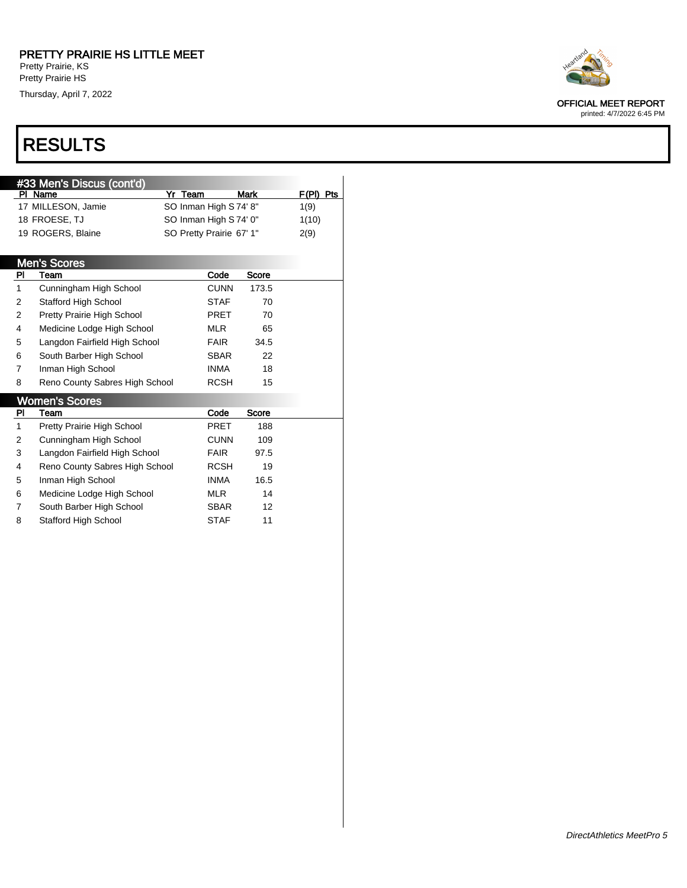# PRETTY PRAIRIE HS LITTLE MEET

Pretty Prairie, KS
Pretty Prairie HS
Thursday, April 7, 2022

OFFICIAL MEET REPORT
printed: 4/7/2022 6:45 PM

# RESULTS

## #33 Men's Discus (cont'd)

| Pl | Name | Yr | Team | Mark | F(Pl) | Pts |
|---|---|---|---|---|---|---|
| 17 | MILLESON, Jamie | SO | Inman High S | 74' 8" | 1(9) | |
| 18 | FROESE, TJ | SO | Inman High S | 74' 0" | 1(10) | |
| 19 | ROGERS, Blaine | SO | Pretty Prairie | 67' 1" | 2(9) | |

## Men's Scores

| Pl | Team | Code | Score |
|---|---|---|---|
| 1 | Cunningham High School | CUNN | 173.5 |
| 2 | Stafford High School | STAF | 70 |
| 2 | Pretty Prairie High School | PRET | 70 |
| 4 | Medicine Lodge High School | MLR | 65 |
| 5 | Langdon Fairfield High School | FAIR | 34.5 |
| 6 | South Barber High School | SBAR | 22 |
| 7 | Inman High School | INMA | 18 |
| 8 | Reno County Sabres High School | RCSH | 15 |

## Women's Scores

| Pl | Team | Code | Score |
|---|---|---|---|
| 1 | Pretty Prairie High School | PRET | 188 |
| 2 | Cunningham High School | CUNN | 109 |
| 3 | Langdon Fairfield High School | FAIR | 97.5 |
| 4 | Reno County Sabres High School | RCSH | 19 |
| 5 | Inman High School | INMA | 16.5 |
| 6 | Medicine Lodge High School | MLR | 14 |
| 7 | South Barber High School | SBAR | 12 |
| 8 | Stafford High School | STAF | 11 |

*DirectAthletics MeetPro 5*